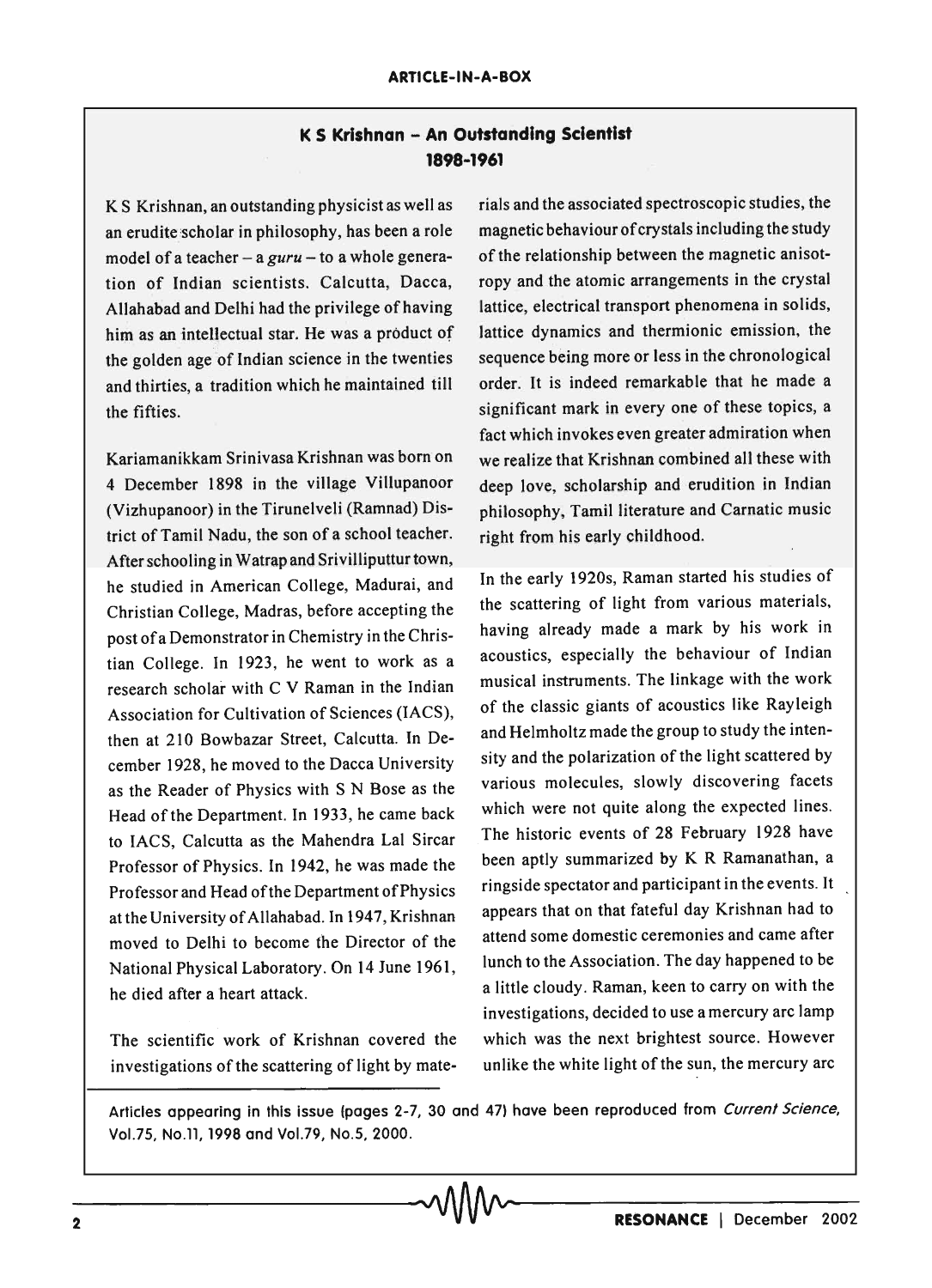ARTICLE-IN-A-BOX

## K S Krishnan – An Outstanding Scientist
## 1898-1961

K S Krishnan, an outstanding physicist as well as an erudite scholar in philosophy, has been a role model of a teacher – a *guru* – to a whole generation of Indian scientists. Calcutta, Dacca, Allahabad and Delhi had the privilege of having him as an intellectual star. He was a product of the golden age of Indian science in the twenties and thirties, a tradition which he maintained till the fifties.

Kariamanikkam Srinivasa Krishnan was born on 4 December 1898 in the village Villupanoor (Vizhupanoor) in the Tirunelveli (Ramnad) District of Tamil Nadu, the son of a school teacher. After schooling in Watrap and Srivilliputtur town, he studied in American College, Madurai, and Christian College, Madras, before accepting the post of a Demonstrator in Chemistry in the Christian College. In 1923, he went to work as a research scholar with C V Raman in the Indian Association for Cultivation of Sciences (IACS), then at 210 Bowbazar Street, Calcutta. In December 1928, he moved to the Dacca University as the Reader of Physics with S N Bose as the Head of the Department. In 1933, he came back to IACS, Calcutta as the Mahendra Lal Sircar Professor of Physics. In 1942, he was made the Professor and Head of the Department of Physics at the University of Allahabad. In 1947, Krishnan moved to Delhi to become the Director of the National Physical Laboratory. On 14 June 1961, he died after a heart attack.

The scientific work of Krishnan covered the investigations of the scattering of light by materials and the associated spectroscopic studies, the magnetic behaviour of crystals including the study of the relationship between the magnetic anisotropy and the atomic arrangements in the crystal lattice, electrical transport phenomena in solids, lattice dynamics and thermionic emission, the sequence being more or less in the chronological order. It is indeed remarkable that he made a significant mark in every one of these topics, a fact which invokes even greater admiration when we realize that Krishnan combined all these with deep love, scholarship and erudition in Indian philosophy, Tamil literature and Carnatic music right from his early childhood.

In the early 1920s, Raman started his studies of the scattering of light from various materials, having already made a mark by his work in acoustics, especially the behaviour of Indian musical instruments. The linkage with the work of the classic giants of acoustics like Rayleigh and Helmholtz made the group to study the intensity and the polarization of the light scattered by various molecules, slowly discovering facets which were not quite along the expected lines. The historic events of 28 February 1928 have been aptly summarized by K R Ramanathan, a ringside spectator and participant in the events. It appears that on that fateful day Krishnan had to attend some domestic ceremonies and came after lunch to the Association. The day happened to be a little cloudy. Raman, keen to carry on with the investigations, decided to use a mercury arc lamp which was the next brightest source. However unlike the white light of the sun, the mercury arc

Articles appearing in this issue (pages 2-7, 30 and 47) have been reproduced from *Current Science*, Vol.75, No.11, 1998 and Vol.79, No.5, 2000.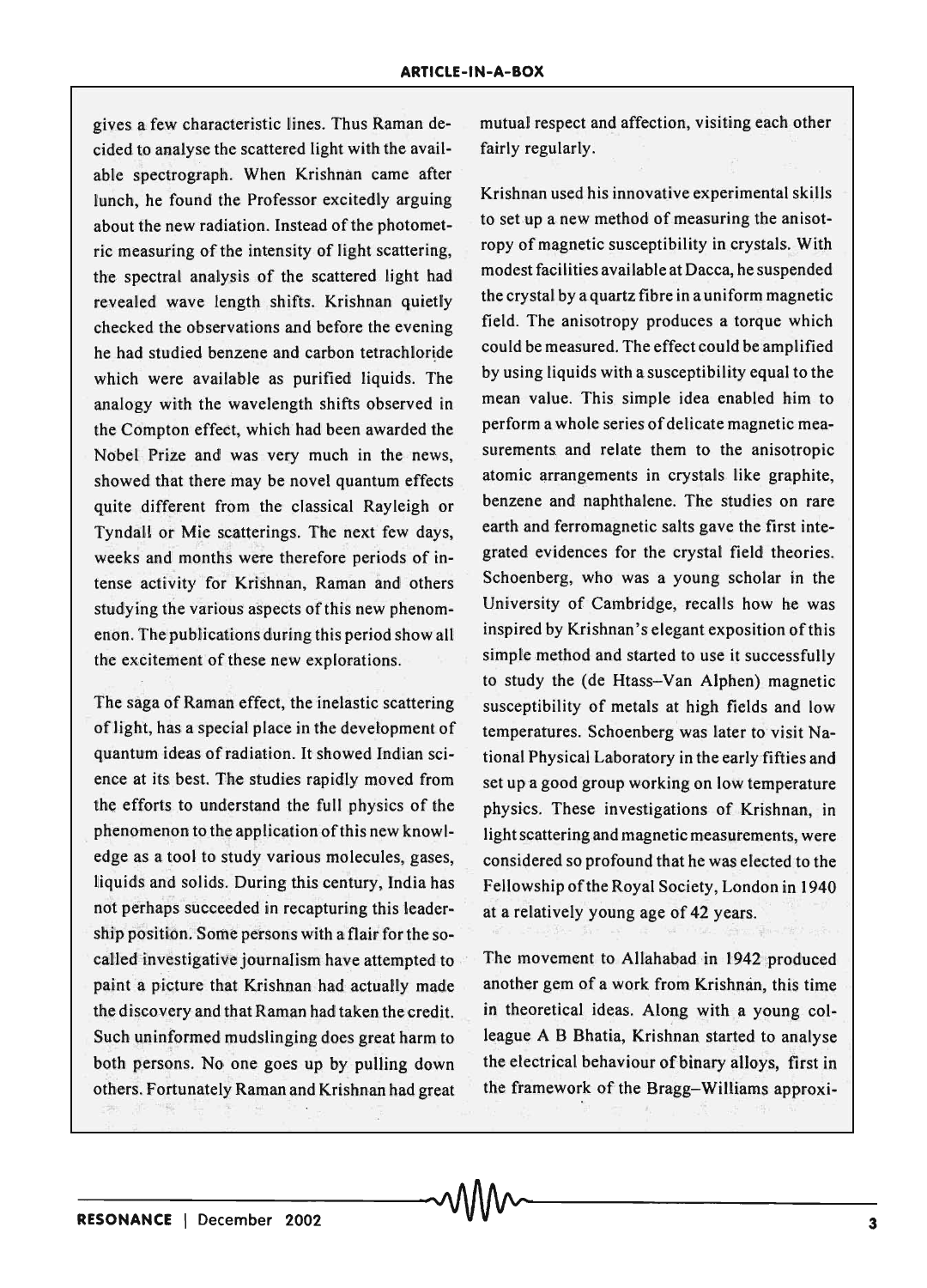gives a few characteristic lines. Thus Raman decided to analyse the scattered light with the available spectrograph. When Krishnan came after lunch, he found the Professor excitedly arguing about the new radiation. Instead of the photometric measuring of the intensity of light scattering, the spectral analysis of the scattered light had revealed wave length shifts. Krishnan quietly checked the observations and before the evening he had studied benzene and carbon tetrachloride which were available as purified liquids. The analogy with the wavelength shifts observed in the Compton effect, which had been awarded the Nobel Prize and was very much in the news, showed that there may be novel quantum effects quite different from the classical Rayleigh or Tyndall or Mie scatterings. The next few days, weeks and months were therefore periods of intense activity for Krishnan, Raman and others studying the various aspects of this new phenomenon. The publications during this period show all the excitement of these new explorations.

The saga of Raman effect, the inelastic scattering of light, has a special place in the development of quantum ideas of radiation. It showed Indian science at its best. The studies rapidly moved from the efforts to understand the full physics of the phenomenon to the application of this new knowledge as a tool to study various molecules, gases, liquids and solids. During this century, India has not perhaps succeeded in recapturing this leadership position. Some persons with a flair for the so-called investigative journalism have attempted to paint a picture that Krishnan had actually made the discovery and that Raman had taken the credit. Such uninformed mudslinging does great harm to both persons. No one goes up by pulling down others. Fortunately Raman and Krishnan had great mutual respect and affection, visiting each other fairly regularly.

Krishnan used his innovative experimental skills to set up a new method of measuring the anisotropy of magnetic susceptibility in crystals. With modest facilities available at Dacca, he suspended the crystal by a quartz fibre in a uniform magnetic field. The anisotropy produces a torque which could be measured. The effect could be amplified by using liquids with a susceptibility equal to the mean value. This simple idea enabled him to perform a whole series of delicate magnetic measurements and relate them to the anisotropic atomic arrangements in crystals like graphite, benzene and naphthalene. The studies on rare earth and ferromagnetic salts gave the first integrated evidences for the crystal field theories. Schoenberg, who was a young scholar in the University of Cambridge, recalls how he was inspired by Krishnan's elegant exposition of this simple method and started to use it successfully to study the (de Htass–Van Alphen) magnetic susceptibility of metals at high fields and low temperatures. Schoenberg was later to visit National Physical Laboratory in the early fifties and set up a good group working on low temperature physics. These investigations of Krishnan, in light scattering and magnetic measurements, were considered so profound that he was elected to the Fellowship of the Royal Society, London in 1940 at a relatively young age of 42 years.

The movement to Allahabad in 1942 produced another gem of a work from Krishnan, this time in theoretical ideas. Along with a young colleague A B Bhatia, Krishnan started to analyse the electrical behaviour of binary alloys, first in the framework of the Bragg–Williams approxi-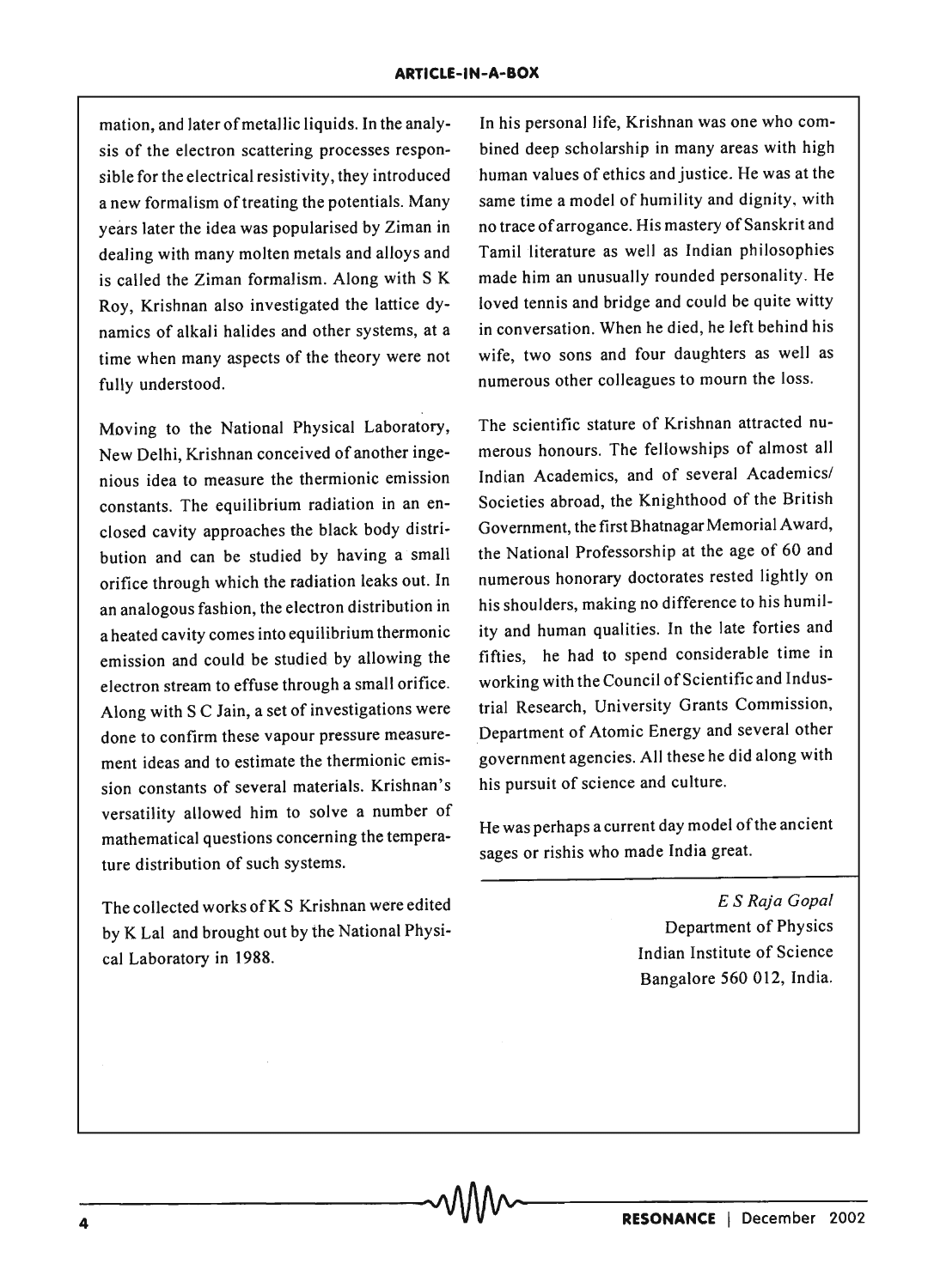mation, and later of metallic liquids. In the analysis of the electron scattering processes responsible for the electrical resistivity, they introduced a new formalism of treating the potentials. Many years later the idea was popularised by Ziman in dealing with many molten metals and alloys and is called the Ziman formalism. Along with S K Roy, Krishnan also investigated the lattice dynamics of alkali halides and other systems, at a time when many aspects of the theory were not fully understood.

Moving to the National Physical Laboratory, New Delhi, Krishnan conceived of another ingenious idea to measure the thermionic emission constants. The equilibrium radiation in an enclosed cavity approaches the black body distribution and can be studied by having a small orifice through which the radiation leaks out. In an analogous fashion, the electron distribution in a heated cavity comes into equilibrium thermonic emission and could be studied by allowing the electron stream to effuse through a small orifice. Along with S C Jain, a set of investigations were done to confirm these vapour pressure measurement ideas and to estimate the thermionic emission constants of several materials. Krishnan's versatility allowed him to solve a number of mathematical questions concerning the temperature distribution of such systems.

The collected works of K S Krishnan were edited by K Lal and brought out by the National Physical Laboratory in 1988.

In his personal life, Krishnan was one who combined deep scholarship in many areas with high human values of ethics and justice. He was at the same time a model of humility and dignity, with no trace of arrogance. His mastery of Sanskrit and Tamil literature as well as Indian philosophies made him an unusually rounded personality. He loved tennis and bridge and could be quite witty in conversation. When he died, he left behind his wife, two sons and four daughters as well as numerous other colleagues to mourn the loss.

The scientific stature of Krishnan attracted numerous honours. The fellowships of almost all Indian Academics, and of several Academics/ Societies abroad, the Knighthood of the British Government, the first Bhatnagar Memorial Award, the National Professorship at the age of 60 and numerous honorary doctorates rested lightly on his shoulders, making no difference to his humility and human qualities. In the late forties and fifties, he had to spend considerable time in working with the Council of Scientific and Industrial Research, University Grants Commission, Department of Atomic Energy and several other government agencies. All these he did along with his pursuit of science and culture.

He was perhaps a current day model of the ancient sages or rishis who made India great.

*E S Raja Gopal*
Department of Physics
Indian Institute of Science
Bangalore 560 012, India.